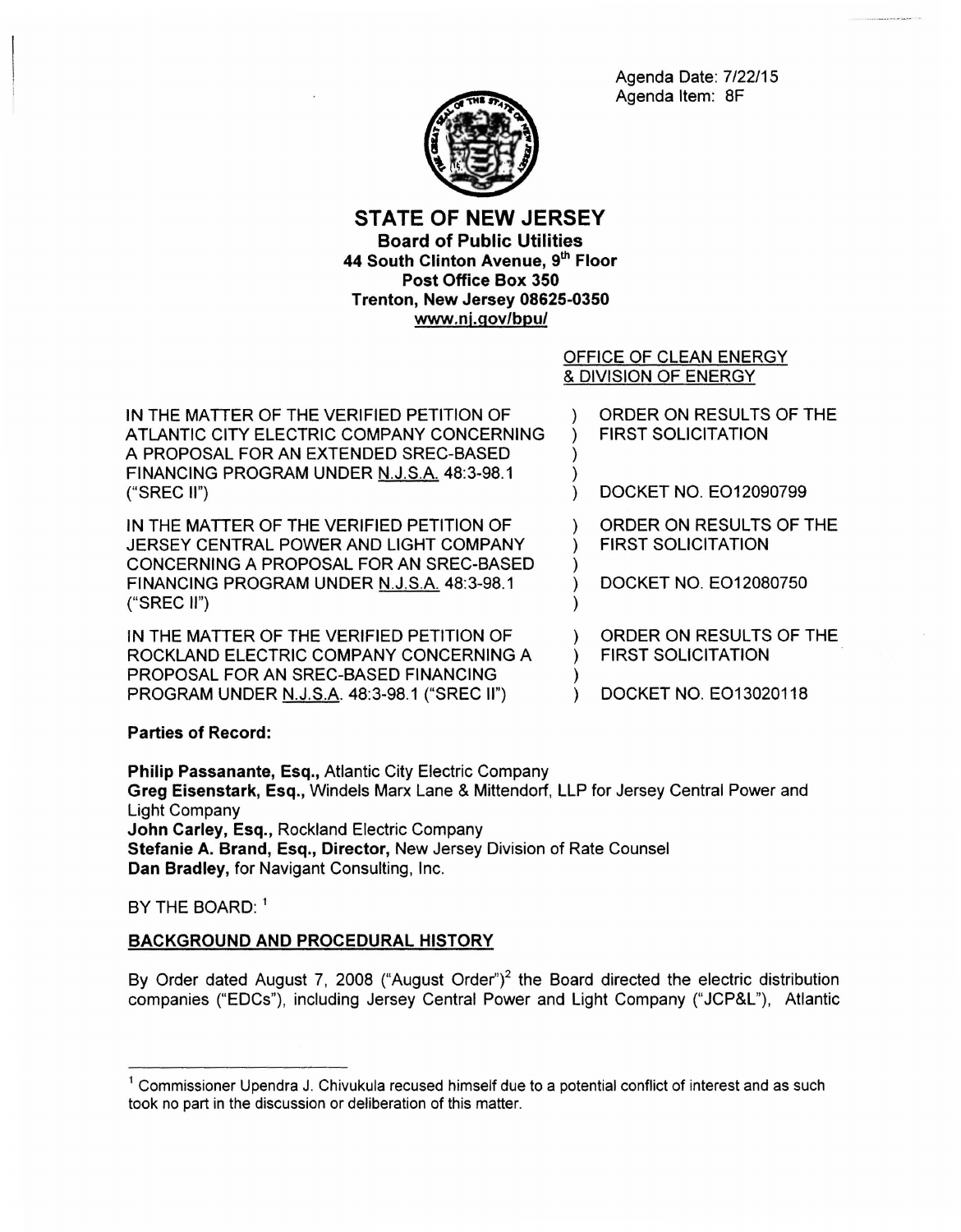Agenda Date: 7/22/15
Agenda Item: 8F

# STATE OF NEW JERSEY

**Board of Public Utilities**
**44 South Clinton Avenue, 9th Floor**
**Post Office Box 350**
**Trenton, New Jersey 08625-0350**
**www.nj.gov/bpu/**

OFFICE OF CLEAN ENERGY
& DIVISION OF ENERGY

| | | |
|---|---|---|
| IN THE MATTER OF THE VERIFIED PETITION OF ATLANTIC CITY ELECTRIC COMPANY CONCERNING A PROPOSAL FOR AN EXTENDED SREC-BASED FINANCING PROGRAM UNDER N.J.S.A. 48:3-98.1 ("SREC II") | ) | ORDER ON RESULTS OF THE FIRST SOLICITATION<br><br>DOCKET NO. EO12090799 |
| IN THE MATTER OF THE VERIFIED PETITION OF JERSEY CENTRAL POWER AND LIGHT COMPANY CONCERNING A PROPOSAL FOR AN SREC-BASED FINANCING PROGRAM UNDER N.J.S.A. 48:3-98.1 ("SREC II") | ) | ORDER ON RESULTS OF THE FIRST SOLICITATION<br><br>DOCKET NO. EO12080750 |
| IN THE MATTER OF THE VERIFIED PETITION OF ROCKLAND ELECTRIC COMPANY CONCERNING A PROPOSAL FOR AN SREC-BASED FINANCING PROGRAM UNDER N.J.S.A. 48:3-98.1 ("SREC II") | ) | ORDER ON RESULTS OF THE FIRST SOLICITATION<br><br>DOCKET NO. EO13020118 |

**Parties of Record:**

**Philip Passanante, Esq.,** Atlantic City Electric Company
**Greg Eisenstark, Esq.,** Windels Marx Lane & Mittendorf, LLP for Jersey Central Power and Light Company
**John Carley, Esq.,** Rockland Electric Company
**Stefanie A. Brand, Esq., Director,** New Jersey Division of Rate Counsel
**Dan Bradley,** for Navigant Consulting, Inc.

BY THE BOARD: [1]

**BACKGROUND AND PROCEDURAL HISTORY**

By Order dated August 7, 2008 ("August Order")[2] the Board directed the electric distribution companies ("EDCs"), including Jersey Central Power and Light Company ("JCP&L"), Atlantic

[1] Commissioner Upendra J. Chivukula recused himself due to a potential conflict of interest and as such took no part in the discussion or deliberation of this matter.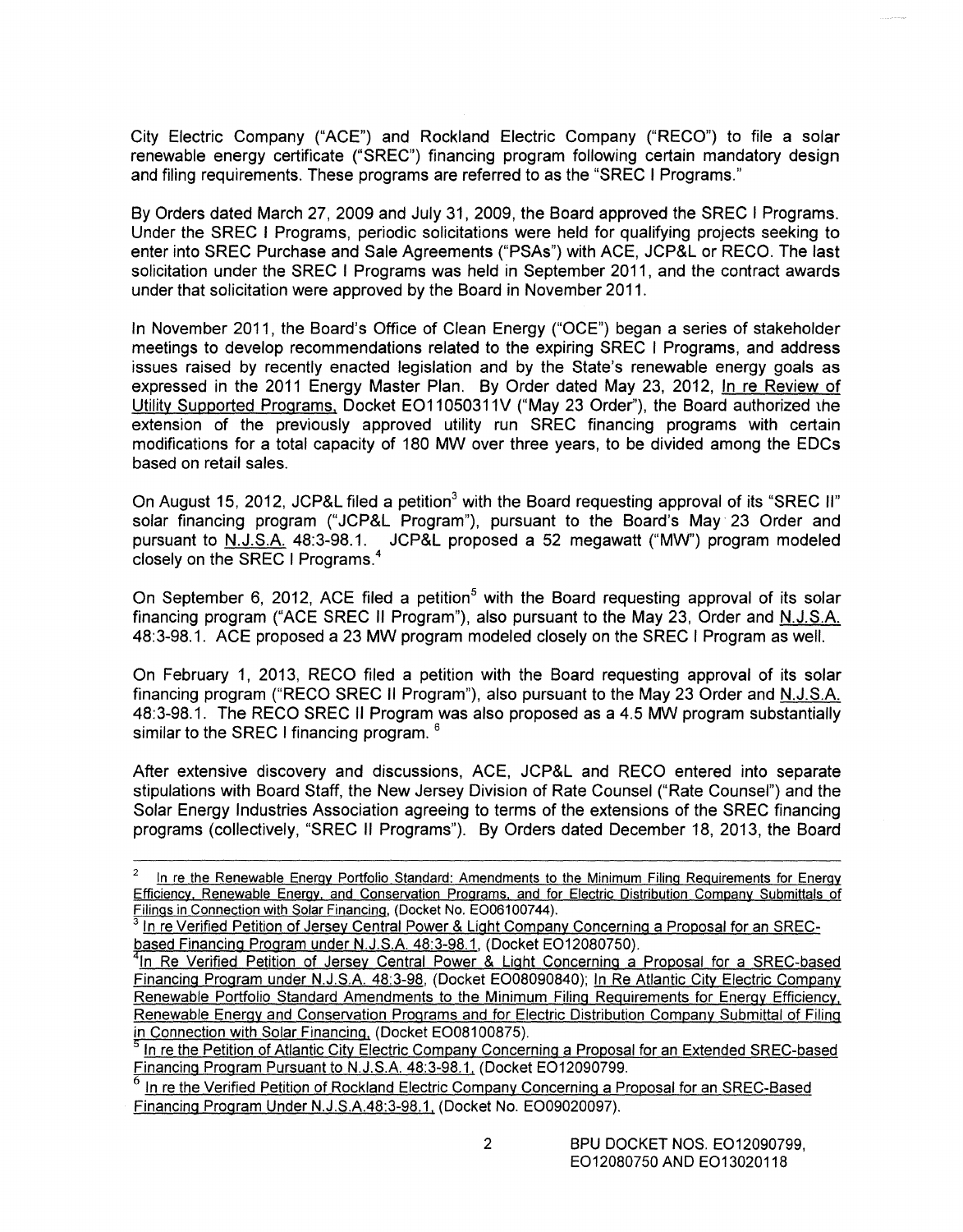City Electric Company ("ACE") and Rockland Electric Company ("RECO") to file a solar renewable energy certificate ("SREC") financing program following certain mandatory design and filing requirements. These programs are referred to as the "SREC I Programs."

By Orders dated March 27, 2009 and July 31, 2009, the Board approved the SREC I Programs. Under the SREC I Programs, periodic solicitations were held for qualifying projects seeking to enter into SREC Purchase and Sale Agreements ("PSAs") with ACE, JCP&L or RECO. The last solicitation under the SREC I Programs was held in September 2011, and the contract awards under that solicitation were approved by the Board in November 2011.

In November 2011, the Board's Office of Clean Energy ("OCE") began a series of stakeholder meetings to develop recommendations related to the expiring SREC I Programs, and address issues raised by recently enacted legislation and by the State's renewable energy goals as expressed in the 2011 Energy Master Plan. By Order dated May 23, 2012, In re Review of Utility Supported Programs, Docket EO11050311V ("May 23 Order"), the Board authorized the extension of the previously approved utility run SREC financing programs with certain modifications for a total capacity of 180 MW over three years, to be divided among the EDCs based on retail sales.

On August 15, 2012, JCP&L filed a petition[3] with the Board requesting approval of its "SREC II" solar financing program ("JCP&L Program"), pursuant to the Board's May 23 Order and pursuant to N.J.S.A. 48:3-98.1. JCP&L proposed a 52 megawatt ("MW") program modeled closely on the SREC I Programs.[4]

On September 6, 2012, ACE filed a petition[5] with the Board requesting approval of its solar financing program ("ACE SREC II Program"), also pursuant to the May 23, Order and N.J.S.A. 48:3-98.1. ACE proposed a 23 MW program modeled closely on the SREC I Program as well.

On February 1, 2013, RECO filed a petition with the Board requesting approval of its solar financing program ("RECO SREC II Program"), also pursuant to the May 23 Order and N.J.S.A. 48:3-98.1. The RECO SREC II Program was also proposed as a 4.5 MW program substantially similar to the SREC I financing program.[6]

After extensive discovery and discussions, ACE, JCP&L and RECO entered into separate stipulations with Board Staff, the New Jersey Division of Rate Counsel ("Rate Counsel") and the Solar Energy Industries Association agreeing to terms of the extensions of the SREC financing programs (collectively, "SREC II Programs"). By Orders dated December 18, 2013, the Board

---

[2] In re the Renewable Energy Portfolio Standard: Amendments to the Minimum Filing Requirements for Energy Efficiency, Renewable Energy, and Conservation Programs, and for Electric Distribution Company Submittals of Filings in Connection with Solar Financing, (Docket No. EO06100744).

[3] In re Verified Petition of Jersey Central Power & Light Company Concerning a Proposal for an SREC-based Financing Program under N.J.S.A. 48:3-98.1, (Docket EO12080750).

[4] In Re Verified Petition of Jersey Central Power & Light Concerning a Proposal for a SREC-based Financing Program under N.J.S.A. 48:3-98, (Docket EO08090840); In Re Atlantic City Electric Company Renewable Portfolio Standard Amendments to the Minimum Filing Requirements for Energy Efficiency, Renewable Energy and Conservation Programs and for Electric Distribution Company Submittal of Filing in Connection with Solar Financing, (Docket EO08100875).

[5] In re the Petition of Atlantic City Electric Company Concerning a Proposal for an Extended SREC-based Financing Program Pursuant to N.J.S.A. 48:3-98.1, (Docket EO12090799.

[6] In re the Verified Petition of Rockland Electric Company Concerning a Proposal for an SREC-Based Financing Program Under N.J.S.A.48:3-98.1, (Docket No. EO09020097).

BPU DOCKET NOS. EO12090799, EO12080750 AND EO13020118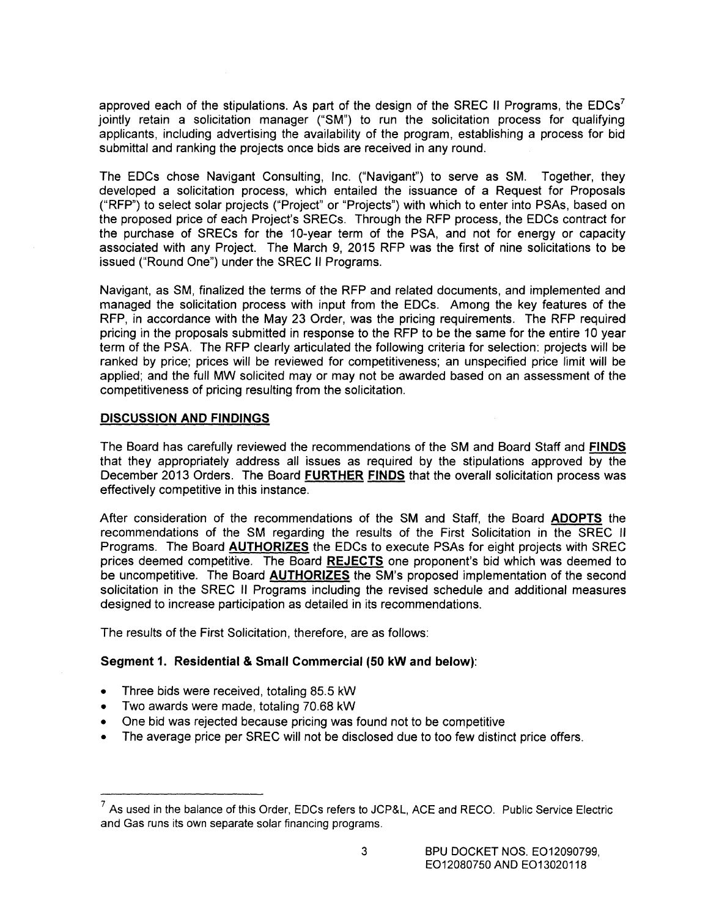approved each of the stipulations. As part of the design of the SREC II Programs, the EDCs[7] jointly retain a solicitation manager ("SM") to run the solicitation process for qualifying applicants, including advertising the availability of the program, establishing a process for bid submittal and ranking the projects once bids are received in any round.

The EDCs chose Navigant Consulting, Inc. ("Navigant") to serve as SM. Together, they developed a solicitation process, which entailed the issuance of a Request for Proposals ("RFP") to select solar projects ("Project" or "Projects") with which to enter into PSAs, based on the proposed price of each Project's SRECs. Through the RFP process, the EDCs contract for the purchase of SRECs for the 10-year term of the PSA, and not for energy or capacity associated with any Project. The March 9, 2015 RFP was the first of nine solicitations to be issued ("Round One") under the SREC II Programs.

Navigant, as SM, finalized the terms of the RFP and related documents, and implemented and managed the solicitation process with input from the EDCs. Among the key features of the RFP, in accordance with the May 23 Order, was the pricing requirements. The RFP required pricing in the proposals submitted in response to the RFP to be the same for the entire 10 year term of the PSA. The RFP clearly articulated the following criteria for selection: projects will be ranked by price; prices will be reviewed for competitiveness; an unspecified price limit will be applied; and the full MW solicited may or may not be awarded based on an assessment of the competitiveness of pricing resulting from the solicitation.

## DISCUSSION AND FINDINGS

The Board has carefully reviewed the recommendations of the SM and Board Staff and **FINDS** that they appropriately address all issues as required by the stipulations approved by the December 2013 Orders. The Board **FURTHER FINDS** that the overall solicitation process was effectively competitive in this instance.

After consideration of the recommendations of the SM and Staff, the Board **ADOPTS** the recommendations of the SM regarding the results of the First Solicitation in the SREC II Programs. The Board **AUTHORIZES** the EDCs to execute PSAs for eight projects with SREC prices deemed competitive. The Board **REJECTS** one proponent's bid which was deemed to be uncompetitive. The Board **AUTHORIZES** the SM's proposed implementation of the second solicitation in the SREC II Programs including the revised schedule and additional measures designed to increase participation as detailed in its recommendations.

The results of the First Solicitation, therefore, are as follows:

**Segment 1. Residential & Small Commercial (50 kW and below)**:

- Three bids were received, totaling 85.5 kW
- Two awards were made, totaling 70.68 kW
- One bid was rejected because pricing was found not to be competitive
- The average price per SREC will not be disclosed due to too few distinct price offers.

---

[7] As used in the balance of this Order, EDCs refers to JCP&L, ACE and RECO. Public Service Electric and Gas runs its own separate solar financing programs.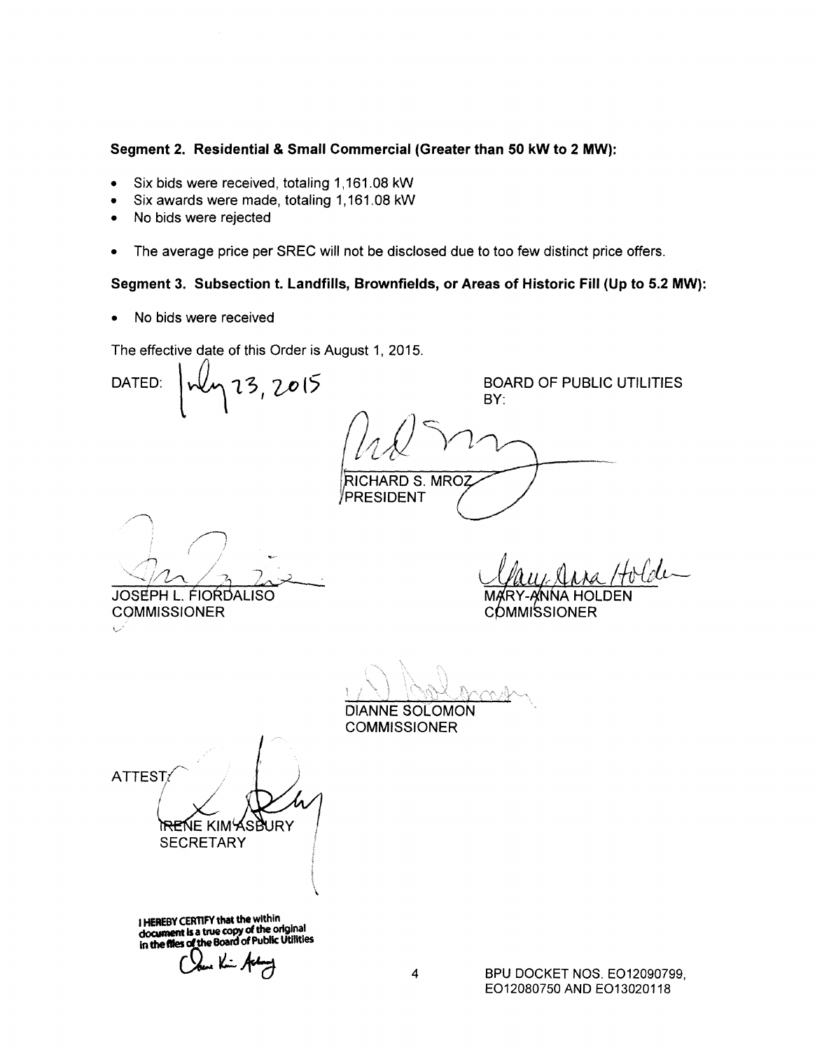**Segment 2. Residential & Small Commercial (Greater than 50 kW to 2 MW):**

- Six bids were received, totaling 1,161.08 kW
- Six awards were made, totaling 1,161.08 kW
- No bids were rejected

- The average price per SREC will not be disclosed due to too few distinct price offers.

**Segment 3. Subsection t. Landfills, Brownfields, or Areas of Historic Fill (Up to 5.2 MW):**

- No bids were received

The effective date of this Order is August 1, 2015.

DATED: July 23, 2015

BOARD OF PUBLIC UTILITIES
BY:

RICHARD S. MROZ
PRESIDENT

JOSEPH L. FIORDALISO
COMMISSIONER

MARY-ANNA HOLDEN
COMMISSIONER

DIANNE SOLOMON
COMMISSIONER

ATTEST:

IRENE KIM ASBURY
SECRETARY

I HEREBY CERTIFY that the within document is a true copy of the original in the files of the Board of Public Utilities

BPU DOCKET NOS. EO12090799, EO12080750 AND EO13020118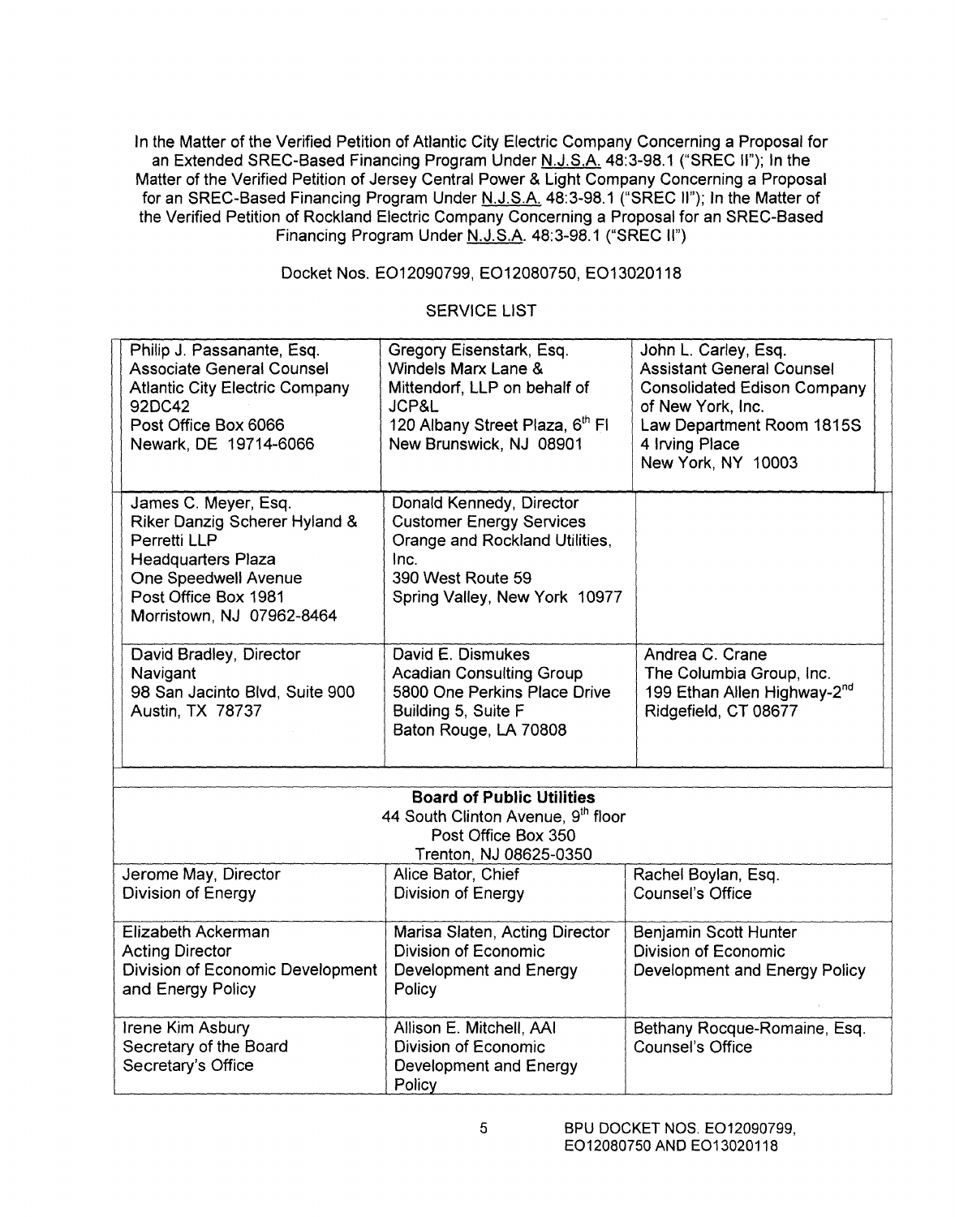In the Matter of the Verified Petition of Atlantic City Electric Company Concerning a Proposal for an Extended SREC-Based Financing Program Under N.J.S.A. 48:3-98.1 ("SREC II"); In the Matter of the Verified Petition of Jersey Central Power & Light Company Concerning a Proposal for an SREC-Based Financing Program Under N.J.S.A. 48:3-98.1 ("SREC II"); In the Matter of the Verified Petition of Rockland Electric Company Concerning a Proposal for an SREC-Based Financing Program Under N.J.S.A. 48:3-98.1 ("SREC II")

Docket Nos. EO12090799, EO12080750, EO13020118

SERVICE LIST

| | | |
|---|---|---|
| Philip J. Passanante, Esq.<br>Associate General Counsel<br>Atlantic City Electric Company<br>92DC42<br>Post Office Box 6066<br>Newark, DE 19714-6066 | Gregory Eisenstark, Esq.<br>Windels Marx Lane &<br>Mittendorf, LLP on behalf of<br>JCP&L<br>120 Albany Street Plaza, 6th Fl<br>New Brunswick, NJ 08901 | John L. Carley, Esq.<br>Assistant General Counsel<br>Consolidated Edison Company<br>of New York, Inc.<br>Law Department Room 1815S<br>4 Irving Place<br>New York, NY 10003 |
| James C. Meyer, Esq.<br>Riker Danzig Scherer Hyland &<br>Perretti LLP<br>Headquarters Plaza<br>One Speedwell Avenue<br>Post Office Box 1981<br>Morristown, NJ 07962-8464 | Donald Kennedy, Director<br>Customer Energy Services<br>Orange and Rockland Utilities,<br>Inc.<br>390 West Route 59<br>Spring Valley, New York 10977 | |
| David Bradley, Director<br>Navigant<br>98 San Jacinto Blvd, Suite 900<br>Austin, TX 78737 | David E. Dismukes<br>Acadian Consulting Group<br>5800 One Perkins Place Drive<br>Building 5, Suite F<br>Baton Rouge, LA 70808 | Andrea C. Crane<br>The Columbia Group, Inc.<br>199 Ethan Allen Highway-2nd<br>Ridgefield, CT 08677 |

| **Board of Public Utilities**<br>44 South Clinton Avenue, 9th floor<br>Post Office Box 350<br>Trenton, NJ 08625-0350 | | |
|---|---|---|
| Jerome May, Director<br>Division of Energy | Alice Bator, Chief<br>Division of Energy | Rachel Boylan, Esq.<br>Counsel's Office |
| Elizabeth Ackerman<br>Acting Director<br>Division of Economic Development<br>and Energy Policy | Marisa Slaten, Acting Director<br>Division of Economic<br>Development and Energy<br>Policy | Benjamin Scott Hunter<br>Division of Economic<br>Development and Energy Policy |
| Irene Kim Asbury<br>Secretary of the Board<br>Secretary's Office | Allison E. Mitchell, AAI<br>Division of Economic<br>Development and Energy<br>Policy | Bethany Rocque-Romaine, Esq.<br>Counsel's Office |

BPU DOCKET NOS. EO12090799, EO12080750 AND EO13020118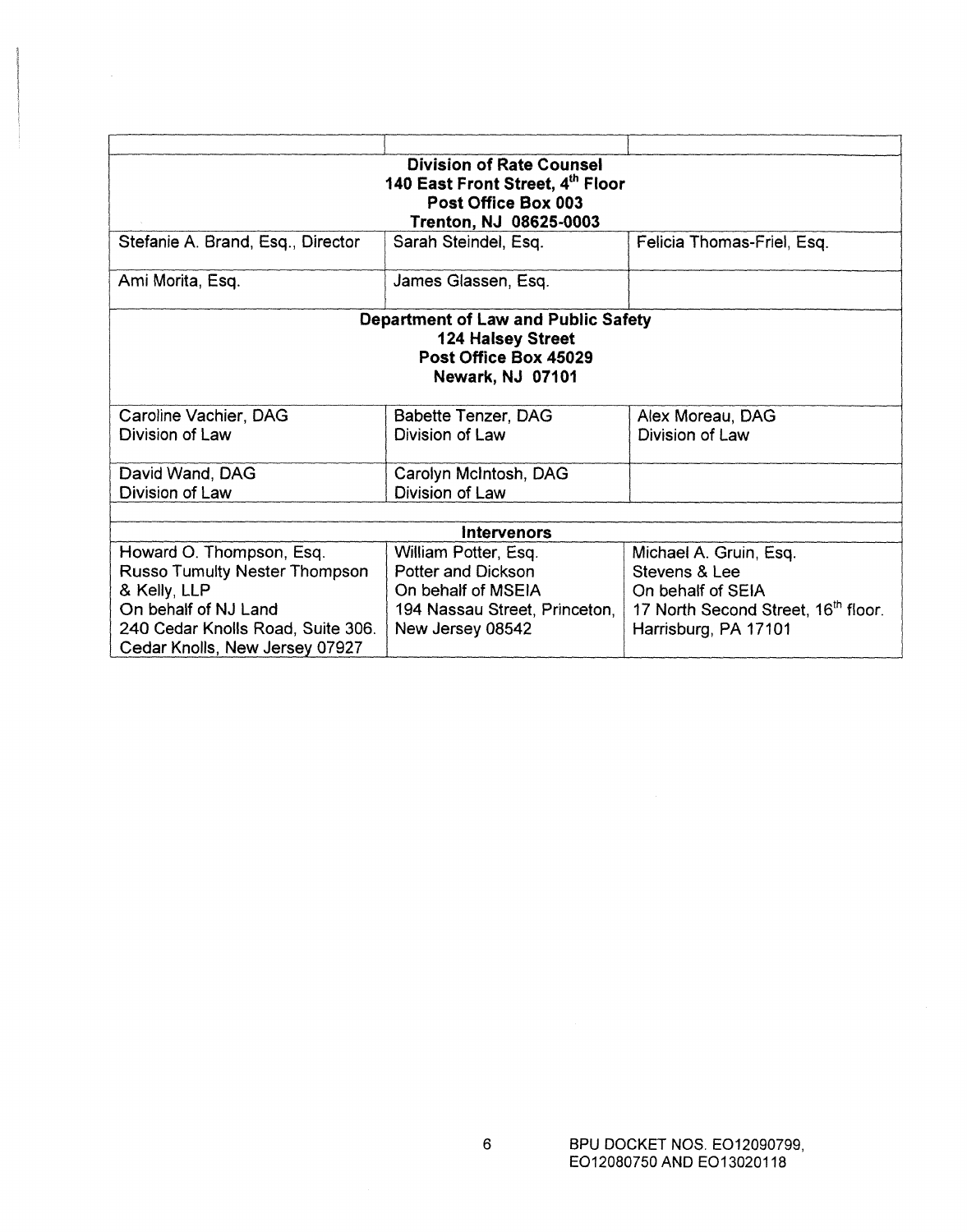| | | |
|---|---|---|
| **Division of Rate Counsel<br>140 East Front Street, 4th Floor<br>Post Office Box 003<br>Trenton, NJ 08625-0003** | | |
| Stefanie A. Brand, Esq., Director | Sarah Steindel, Esq. | Felicia Thomas-Friel, Esq. |
| Ami Morita, Esq. | James Glassen, Esq. | |
| **Department of Law and Public Safety<br>124 Halsey Street<br>Post Office Box 45029<br>Newark, NJ 07101** | | |
| Caroline Vachier, DAG<br>Division of Law | Babette Tenzer, DAG<br>Division of Law | Alex Moreau, DAG<br>Division of Law |
| David Wand, DAG<br>Division of Law | Carolyn McIntosh, DAG<br>Division of Law | |
| | | |
| **Intervenors** | | |
| Howard O. Thompson, Esq.<br>Russo Tumulty Nester Thompson & Kelly, LLP<br>On behalf of NJ Land<br>240 Cedar Knolls Road, Suite 306.<br>Cedar Knolls, New Jersey 07927 | William Potter, Esq.<br>Potter and Dickson<br>On behalf of MSEIA<br>194 Nassau Street, Princeton, New Jersey 08542 | Michael A. Gruin, Esq.<br>Stevens & Lee<br>On behalf of SEIA<br>17 North Second Street, 16th floor.<br>Harrisburg, PA 17101 |

BPU DOCKET NOS. EO12090799, EO12080750 AND EO13020118